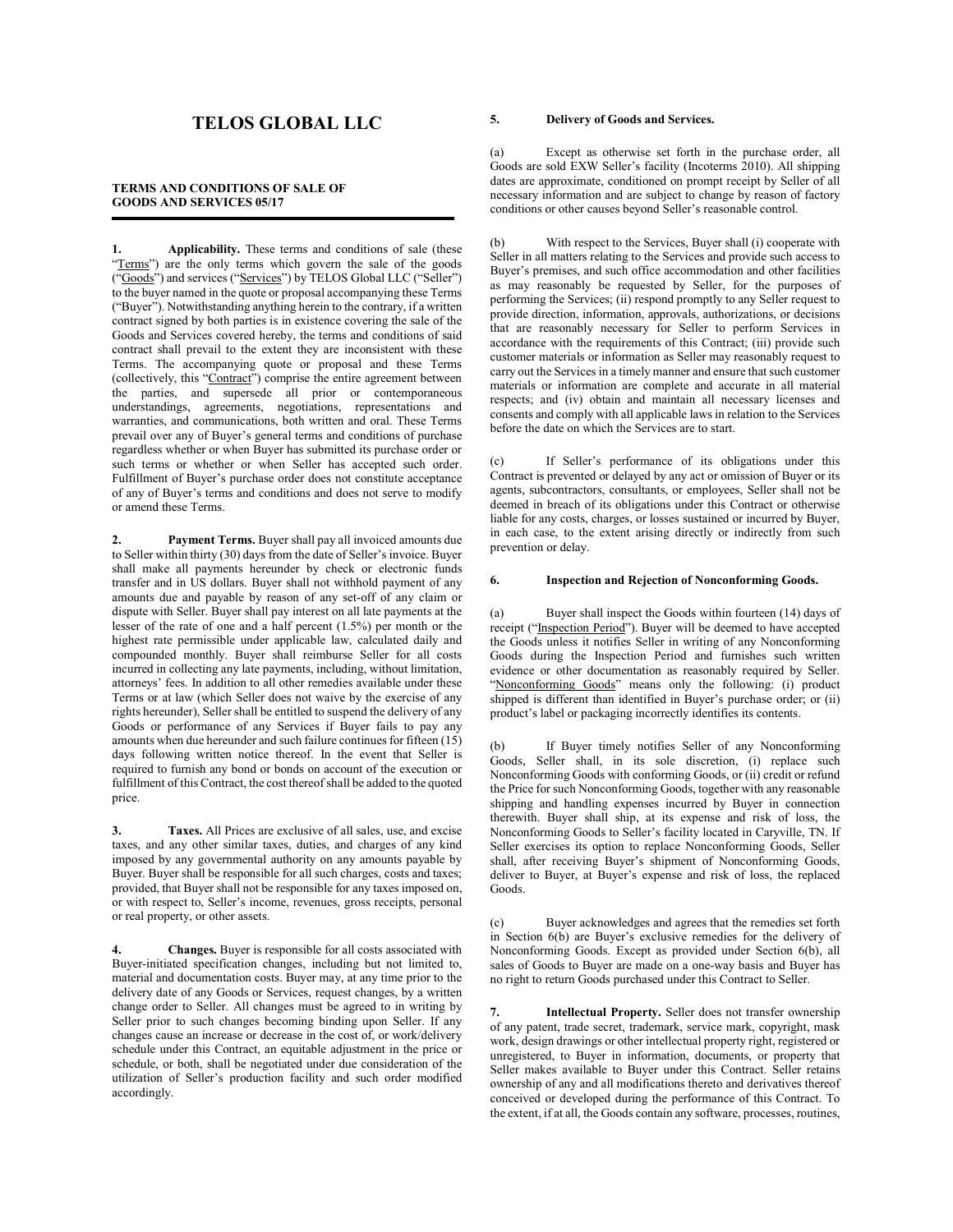# TELOS GLOBAL LLC

**TERMS AND CONDITIONS OF SALE OF GOODS AND SERVICES 05/17**

**1. Applicability.** These terms and conditions of sale (these "Terms") are the only terms which govern the sale of the goods ("Goods") and services ("Services") by TELOS Global LLC ("Seller") to the buyer named in the quote or proposal accompanying these Terms ("Buyer"). Notwithstanding anything herein to the contrary, if a written contract signed by both parties is in existence covering the sale of the Goods and Services covered hereby, the terms and conditions of said contract shall prevail to the extent they are inconsistent with these Terms. The accompanying quote or proposal and these Terms (collectively, this "Contract") comprise the entire agreement between the parties, and supersede all prior or contemporaneous understandings, agreements, negotiations, representations and warranties, and communications, both written and oral. These Terms prevail over any of Buyer's general terms and conditions of purchase regardless whether or when Buyer has submitted its purchase order or such terms or whether or when Seller has accepted such order. Fulfillment of Buyer's purchase order does not constitute acceptance of any of Buyer's terms and conditions and does not serve to modify or amend these Terms.

**2. Payment Terms.** Buyer shall pay all invoiced amounts due to Seller within thirty (30) days from the date of Seller's invoice. Buyer shall make all payments hereunder by check or electronic funds transfer and in US dollars. Buyer shall not withhold payment of any amounts due and payable by reason of any set-off of any claim or dispute with Seller. Buyer shall pay interest on all late payments at the lesser of the rate of one and a half percent (1.5%) per month or the highest rate permissible under applicable law, calculated daily and compounded monthly. Buyer shall reimburse Seller for all costs incurred in collecting any late payments, including, without limitation, attorneys' fees. In addition to all other remedies available under these Terms or at law (which Seller does not waive by the exercise of any rights hereunder), Seller shall be entitled to suspend the delivery of any Goods or performance of any Services if Buyer fails to pay any amounts when due hereunder and such failure continues for fifteen (15) days following written notice thereof. In the event that Seller is required to furnish any bond or bonds on account of the execution or fulfillment of this Contract, the cost thereof shall be added to the quoted price.

**3. Taxes.** All Prices are exclusive of all sales, use, and excise taxes, and any other similar taxes, duties, and charges of any kind imposed by any governmental authority on any amounts payable by Buyer. Buyer shall be responsible for all such charges, costs and taxes; provided, that Buyer shall not be responsible for any taxes imposed on, or with respect to, Seller's income, revenues, gross receipts, personal or real property, or other assets.

**4. Changes.** Buyer is responsible for all costs associated with Buyer-initiated specification changes, including but not limited to, material and documentation costs. Buyer may, at any time prior to the delivery date of any Goods or Services, request changes, by a written change order to Seller. All changes must be agreed to in writing by Seller prior to such changes becoming binding upon Seller. If any changes cause an increase or decrease in the cost of, or work/delivery schedule under this Contract, an equitable adjustment in the price or schedule, or both, shall be negotiated under due consideration of the utilization of Seller's production facility and such order modified accordingly.

**5. Delivery of Goods and Services.**

(a) Except as otherwise set forth in the purchase order, all Goods are sold EXW Seller's facility (Incoterms 2010). All shipping dates are approximate, conditioned on prompt receipt by Seller of all necessary information and are subject to change by reason of factory conditions or other causes beyond Seller's reasonable control.

(b) With respect to the Services, Buyer shall (i) cooperate with Seller in all matters relating to the Services and provide such access to Buyer's premises, and such office accommodation and other facilities as may reasonably be requested by Seller, for the purposes of performing the Services; (ii) respond promptly to any Seller request to provide direction, information, approvals, authorizations, or decisions that are reasonably necessary for Seller to perform Services in accordance with the requirements of this Contract; (iii) provide such customer materials or information as Seller may reasonably request to carry out the Services in a timely manner and ensure that such customer materials or information are complete and accurate in all material respects; and (iv) obtain and maintain all necessary licenses and consents and comply with all applicable laws in relation to the Services before the date on which the Services are to start.

(c) If Seller's performance of its obligations under this Contract is prevented or delayed by any act or omission of Buyer or its agents, subcontractors, consultants, or employees, Seller shall not be deemed in breach of its obligations under this Contract or otherwise liable for any costs, charges, or losses sustained or incurred by Buyer, in each case, to the extent arising directly or indirectly from such prevention or delay.

**6. Inspection and Rejection of Nonconforming Goods.**

(a) Buyer shall inspect the Goods within fourteen (14) days of receipt ("Inspection Period"). Buyer will be deemed to have accepted the Goods unless it notifies Seller in writing of any Nonconforming Goods during the Inspection Period and furnishes such written evidence or other documentation as reasonably required by Seller. "Nonconforming Goods" means only the following: (i) product shipped is different than identified in Buyer's purchase order; or (ii) product's label or packaging incorrectly identifies its contents.

(b) If Buyer timely notifies Seller of any Nonconforming Goods, Seller shall, in its sole discretion, (i) replace such Nonconforming Goods with conforming Goods, or (ii) credit or refund the Price for such Nonconforming Goods, together with any reasonable shipping and handling expenses incurred by Buyer in connection therewith. Buyer shall ship, at its expense and risk of loss, the Nonconforming Goods to Seller's facility located in Caryville, TN. If Seller exercises its option to replace Nonconforming Goods, Seller shall, after receiving Buyer's shipment of Nonconforming Goods, deliver to Buyer, at Buyer's expense and risk of loss, the replaced Goods.

(c) Buyer acknowledges and agrees that the remedies set forth in Section 6(b) are Buyer's exclusive remedies for the delivery of Nonconforming Goods. Except as provided under Section 6(b), all sales of Goods to Buyer are made on a one-way basis and Buyer has no right to return Goods purchased under this Contract to Seller.

**7. Intellectual Property.** Seller does not transfer ownership of any patent, trade secret, trademark, service mark, copyright, mask work, design drawings or other intellectual property right, registered or unregistered, to Buyer in information, documents, or property that Seller makes available to Buyer under this Contract. Seller retains ownership of any and all modifications thereto and derivatives thereof conceived or developed during the performance of this Contract. To the extent, if at all, the Goods contain any software, processes, routines,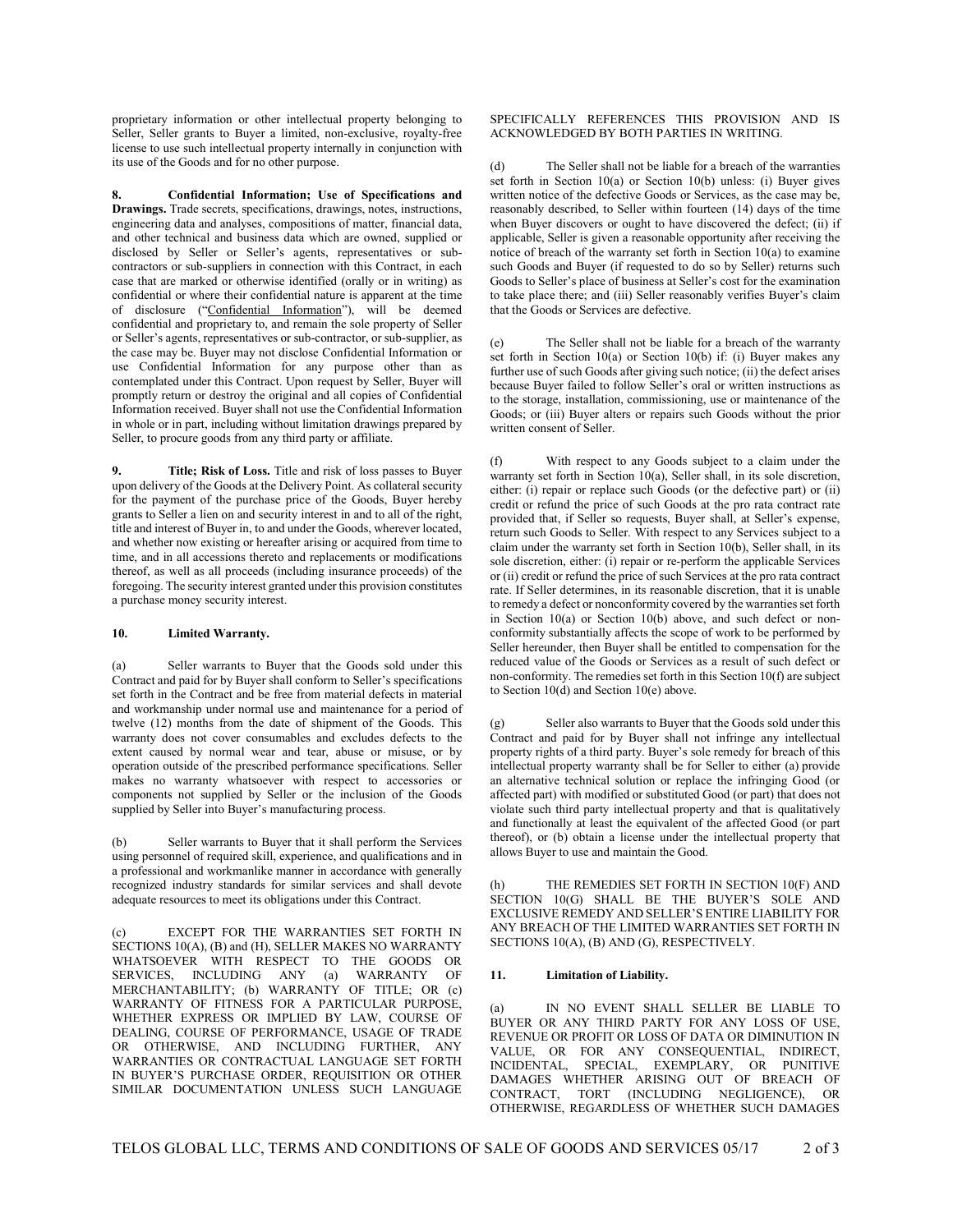proprietary information or other intellectual property belonging to Seller, Seller grants to Buyer a limited, non-exclusive, royalty-free license to use such intellectual property internally in conjunction with its use of the Goods and for no other purpose.

**8. Confidential Information; Use of Specifications and Drawings.** Trade secrets, specifications, drawings, notes, instructions, engineering data and analyses, compositions of matter, financial data, and other technical and business data which are owned, supplied or disclosed by Seller or Seller's agents, representatives or sub-contractors or sub-suppliers in connection with this Contract, in each case that are marked or otherwise identified (orally or in writing) as confidential or where their confidential nature is apparent at the time of disclosure ("Confidential Information"), will be deemed confidential and proprietary to, and remain the sole property of Seller or Seller's agents, representatives or sub-contractor, or sub-supplier, as the case may be. Buyer may not disclose Confidential Information or use Confidential Information for any purpose other than as contemplated under this Contract. Upon request by Seller, Buyer will promptly return or destroy the original and all copies of Confidential Information received. Buyer shall not use the Confidential Information in whole or in part, including without limitation drawings prepared by Seller, to procure goods from any third party or affiliate.

**9. Title; Risk of Loss.** Title and risk of loss passes to Buyer upon delivery of the Goods at the Delivery Point. As collateral security for the payment of the purchase price of the Goods, Buyer hereby grants to Seller a lien on and security interest in and to all of the right, title and interest of Buyer in, to and under the Goods, wherever located, and whether now existing or hereafter arising or acquired from time to time, and in all accessions thereto and replacements or modifications thereof, as well as all proceeds (including insurance proceeds) of the foregoing. The security interest granted under this provision constitutes a purchase money security interest.

**10. Limited Warranty.**

(a) Seller warrants to Buyer that the Goods sold under this Contract and paid for by Buyer shall conform to Seller's specifications set forth in the Contract and be free from material defects in material and workmanship under normal use and maintenance for a period of twelve (12) months from the date of shipment of the Goods. This warranty does not cover consumables and excludes defects to the extent caused by normal wear and tear, abuse or misuse, or by operation outside of the prescribed performance specifications. Seller makes no warranty whatsoever with respect to accessories or components not supplied by Seller or the inclusion of the Goods supplied by Seller into Buyer's manufacturing process.

(b) Seller warrants to Buyer that it shall perform the Services using personnel of required skill, experience, and qualifications and in a professional and workmanlike manner in accordance with generally recognized industry standards for similar services and shall devote adequate resources to meet its obligations under this Contract.

(c) EXCEPT FOR THE WARRANTIES SET FORTH IN SECTIONS 10(A), (B) and (H), SELLER MAKES NO WARRANTY WHATSOEVER WITH RESPECT TO THE GOODS OR SERVICES, INCLUDING ANY (a) WARRANTY OF MERCHANTABILITY; (b) WARRANTY OF TITLE; OR (c) WARRANTY OF FITNESS FOR A PARTICULAR PURPOSE, WHETHER EXPRESS OR IMPLIED BY LAW, COURSE OF DEALING, COURSE OF PERFORMANCE, USAGE OF TRADE OR OTHERWISE, AND INCLUDING FURTHER, ANY WARRANTIES OR CONTRACTUAL LANGUAGE SET FORTH IN BUYER'S PURCHASE ORDER, REQUISITION OR OTHER SIMILAR DOCUMENTATION UNLESS SUCH LANGUAGE SPECIFICALLY REFERENCES THIS PROVISION AND IS ACKNOWLEDGED BY BOTH PARTIES IN WRITING.

(d) The Seller shall not be liable for a breach of the warranties set forth in Section 10(a) or Section 10(b) unless: (i) Buyer gives written notice of the defective Goods or Services, as the case may be, reasonably described, to Seller within fourteen (14) days of the time when Buyer discovers or ought to have discovered the defect; (ii) if applicable, Seller is given a reasonable opportunity after receiving the notice of breach of the warranty set forth in Section 10(a) to examine such Goods and Buyer (if requested to do so by Seller) returns such Goods to Seller's place of business at Seller's cost for the examination to take place there; and (iii) Seller reasonably verifies Buyer's claim that the Goods or Services are defective.

(e) The Seller shall not be liable for a breach of the warranty set forth in Section 10(a) or Section 10(b) if: (i) Buyer makes any further use of such Goods after giving such notice; (ii) the defect arises because Buyer failed to follow Seller's oral or written instructions as to the storage, installation, commissioning, use or maintenance of the Goods; or (iii) Buyer alters or repairs such Goods without the prior written consent of Seller.

(f) With respect to any Goods subject to a claim under the warranty set forth in Section 10(a), Seller shall, in its sole discretion, either: (i) repair or replace such Goods (or the defective part) or (ii) credit or refund the price of such Goods at the pro rata contract rate provided that, if Seller so requests, Buyer shall, at Seller's expense, return such Goods to Seller. With respect to any Services subject to a claim under the warranty set forth in Section 10(b), Seller shall, in its sole discretion, either: (i) repair or re-perform the applicable Services or (ii) credit or refund the price of such Services at the pro rata contract rate. If Seller determines, in its reasonable discretion, that it is unable to remedy a defect or nonconformity covered by the warranties set forth in Section 10(a) or Section 10(b) above, and such defect or non-conformity substantially affects the scope of work to be performed by Seller hereunder, then Buyer shall be entitled to compensation for the reduced value of the Goods or Services as a result of such defect or non-conformity. The remedies set forth in this Section 10(f) are subject to Section 10(d) and Section 10(e) above.

(g) Seller also warrants to Buyer that the Goods sold under this Contract and paid for by Buyer shall not infringe any intellectual property rights of a third party. Buyer's sole remedy for breach of this intellectual property warranty shall be for Seller to either (a) provide an alternative technical solution or replace the infringing Good (or affected part) with modified or substituted Good (or part) that does not violate such third party intellectual property and that is qualitatively and functionally at least the equivalent of the affected Good (or part thereof), or (b) obtain a license under the intellectual property that allows Buyer to use and maintain the Good.

(h) THE REMEDIES SET FORTH IN SECTION 10(F) AND SECTION 10(G) SHALL BE THE BUYER'S SOLE AND EXCLUSIVE REMEDY AND SELLER'S ENTIRE LIABILITY FOR ANY BREACH OF THE LIMITED WARRANTIES SET FORTH IN SECTIONS 10(A), (B) AND (G), RESPECTIVELY.

**11. Limitation of Liability.**

(a) IN NO EVENT SHALL SELLER BE LIABLE TO BUYER OR ANY THIRD PARTY FOR ANY LOSS OF USE, REVENUE OR PROFIT OR LOSS OF DATA OR DIMINUTION IN VALUE, OR FOR ANY CONSEQUENTIAL, INDIRECT, INCIDENTAL, SPECIAL, EXEMPLARY, OR PUNITIVE DAMAGES WHETHER ARISING OUT OF BREACH OF CONTRACT, TORT (INCLUDING NEGLIGENCE), OR OTHERWISE, REGARDLESS OF WHETHER SUCH DAMAGES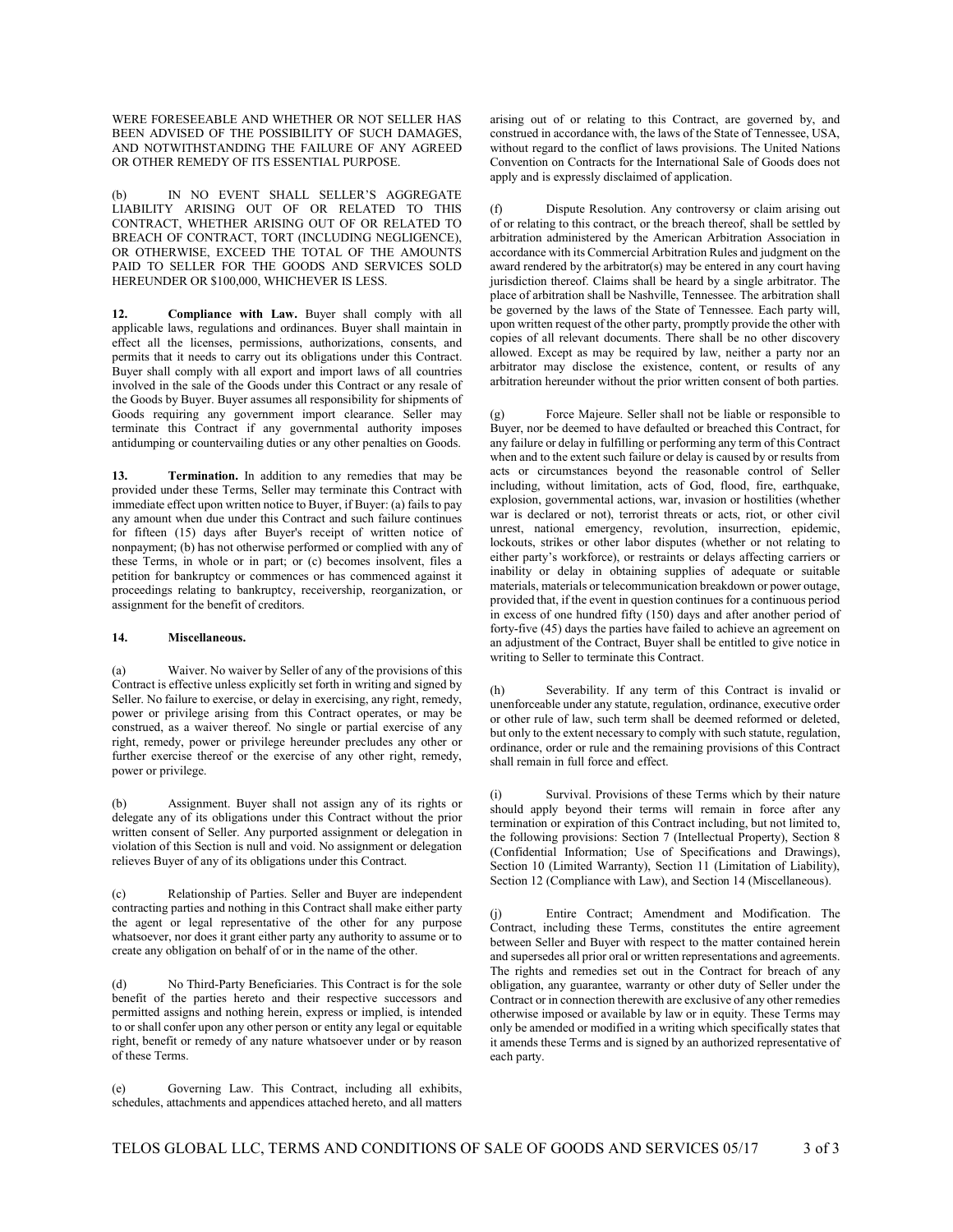WERE FORESEEABLE AND WHETHER OR NOT SELLER HAS BEEN ADVISED OF THE POSSIBILITY OF SUCH DAMAGES, AND NOTWITHSTANDING THE FAILURE OF ANY AGREED OR OTHER REMEDY OF ITS ESSENTIAL PURPOSE.

(b) IN NO EVENT SHALL SELLER'S AGGREGATE LIABILITY ARISING OUT OF OR RELATED TO THIS CONTRACT, WHETHER ARISING OUT OF OR RELATED TO BREACH OF CONTRACT, TORT (INCLUDING NEGLIGENCE), OR OTHERWISE, EXCEED THE TOTAL OF THE AMOUNTS PAID TO SELLER FOR THE GOODS AND SERVICES SOLD HEREUNDER OR $100,000, WHICHEVER IS LESS.

**12. Compliance with Law.** Buyer shall comply with all applicable laws, regulations and ordinances. Buyer shall maintain in effect all the licenses, permissions, authorizations, consents, and permits that it needs to carry out its obligations under this Contract. Buyer shall comply with all export and import laws of all countries involved in the sale of the Goods under this Contract or any resale of the Goods by Buyer. Buyer assumes all responsibility for shipments of Goods requiring any government import clearance. Seller may terminate this Contract if any governmental authority imposes antidumping or countervailing duties or any other penalties on Goods.

**13. Termination.** In addition to any remedies that may be provided under these Terms, Seller may terminate this Contract with immediate effect upon written notice to Buyer, if Buyer: (a) fails to pay any amount when due under this Contract and such failure continues for fifteen (15) days after Buyer's receipt of written notice of nonpayment; (b) has not otherwise performed or complied with any of these Terms, in whole or in part; or (c) becomes insolvent, files a petition for bankruptcy or commences or has commenced against it proceedings relating to bankruptcy, receivership, reorganization, or assignment for the benefit of creditors.

**14. Miscellaneous.**

(a) Waiver. No waiver by Seller of any of the provisions of this Contract is effective unless explicitly set forth in writing and signed by Seller. No failure to exercise, or delay in exercising, any right, remedy, power or privilege arising from this Contract operates, or may be construed, as a waiver thereof. No single or partial exercise of any right, remedy, power or privilege hereunder precludes any other or further exercise thereof or the exercise of any other right, remedy, power or privilege.

(b) Assignment. Buyer shall not assign any of its rights or delegate any of its obligations under this Contract without the prior written consent of Seller. Any purported assignment or delegation in violation of this Section is null and void. No assignment or delegation relieves Buyer of any of its obligations under this Contract.

(c) Relationship of Parties. Seller and Buyer are independent contracting parties and nothing in this Contract shall make either party the agent or legal representative of the other for any purpose whatsoever, nor does it grant either party any authority to assume or to create any obligation on behalf of or in the name of the other.

(d) No Third-Party Beneficiaries. This Contract is for the sole benefit of the parties hereto and their respective successors and permitted assigns and nothing herein, express or implied, is intended to or shall confer upon any other person or entity any legal or equitable right, benefit or remedy of any nature whatsoever under or by reason of these Terms.

(e) Governing Law. This Contract, including all exhibits, schedules, attachments and appendices attached hereto, and all matters arising out of or relating to this Contract, are governed by, and construed in accordance with, the laws of the State of Tennessee, USA, without regard to the conflict of laws provisions. The United Nations Convention on Contracts for the International Sale of Goods does not apply and is expressly disclaimed of application.

(f) Dispute Resolution. Any controversy or claim arising out of or relating to this contract, or the breach thereof, shall be settled by arbitration administered by the American Arbitration Association in accordance with its Commercial Arbitration Rules and judgment on the award rendered by the arbitrator(s) may be entered in any court having jurisdiction thereof. Claims shall be heard by a single arbitrator. The place of arbitration shall be Nashville, Tennessee. The arbitration shall be governed by the laws of the State of Tennessee. Each party will, upon written request of the other party, promptly provide the other with copies of all relevant documents. There shall be no other discovery allowed. Except as may be required by law, neither a party nor an arbitrator may disclose the existence, content, or results of any arbitration hereunder without the prior written consent of both parties.

(g) Force Majeure. Seller shall not be liable or responsible to Buyer, nor be deemed to have defaulted or breached this Contract, for any failure or delay in fulfilling or performing any term of this Contract when and to the extent such failure or delay is caused by or results from acts or circumstances beyond the reasonable control of Seller including, without limitation, acts of God, flood, fire, earthquake, explosion, governmental actions, war, invasion or hostilities (whether war is declared or not), terrorist threats or acts, riot, or other civil unrest, national emergency, revolution, insurrection, epidemic, lockouts, strikes or other labor disputes (whether or not relating to either party's workforce), or restraints or delays affecting carriers or inability or delay in obtaining supplies of adequate or suitable materials, materials or telecommunication breakdown or power outage, provided that, if the event in question continues for a continuous period in excess of one hundred fifty (150) days and after another period of forty-five (45) days the parties have failed to achieve an agreement on an adjustment of the Contract, Buyer shall be entitled to give notice in writing to Seller to terminate this Contract.

(h) Severability. If any term of this Contract is invalid or unenforceable under any statute, regulation, ordinance, executive order or other rule of law, such term shall be deemed reformed or deleted, but only to the extent necessary to comply with such statute, regulation, ordinance, order or rule and the remaining provisions of this Contract shall remain in full force and effect.

(i) Survival. Provisions of these Terms which by their nature should apply beyond their terms will remain in force after any termination or expiration of this Contract including, but not limited to, the following provisions: Section 7 (Intellectual Property), Section 8 (Confidential Information; Use of Specifications and Drawings), Section 10 (Limited Warranty), Section 11 (Limitation of Liability), Section 12 (Compliance with Law), and Section 14 (Miscellaneous).

(j) Entire Contract; Amendment and Modification. The Contract, including these Terms, constitutes the entire agreement between Seller and Buyer with respect to the matter contained herein and supersedes all prior oral or written representations and agreements. The rights and remedies set out in the Contract for breach of any obligation, any guarantee, warranty or other duty of Seller under the Contract or in connection therewith are exclusive of any other remedies otherwise imposed or available by law or in equity. These Terms may only be amended or modified in a writing which specifically states that it amends these Terms and is signed by an authorized representative of each party.